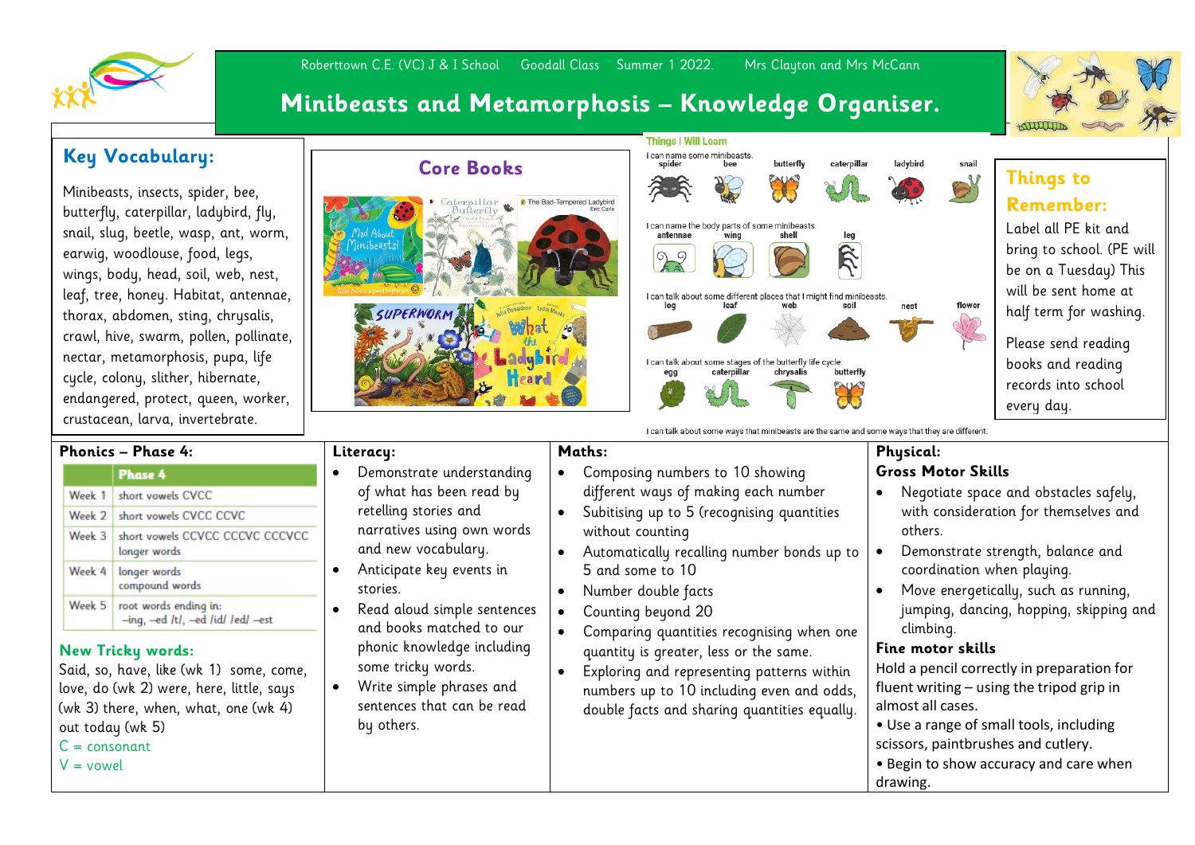Roberttown C.E. (VC) J & I School Goodall Class Summer 1 2022. Mrs Clayton and Mrs McCann

# Minibeasts and Metamorphosis – Knowledge Organiser.

## Key Vocabulary:

Minibeasts, insects, spider, bee, butterfly, caterpillar, ladybird, fly, snail, slug, beetle, wasp, ant, worm, earwig, woodlouse, food, legs, wings, body, head, soil, web, nest, leaf, tree, honey. Habitat, antennae, thorax, abdomen, sting, chrysalis, crawl, hive, swarm, pollen, pollinate, nectar, metamorphosis, pupa, life cycle, colony, slither, hibernate, endangered, protect, queen, worker, crustacean, larva, invertebrate.

## Core Books

Mad About Minibeasts!, Caterpillar Butterfly, The Bad-Tempered Ladybird (Eric Carle), Superworm, What the Ladybird Heard

## Things I Will Learn

I can name some minibeasts.
spider, bee, butterfly, caterpillar, ladybird, snail

I can name the body parts of some minibeasts.
antennae, wing, shell, leg

I can talk about some different places that I might find minibeasts.
log, leaf, web, soil, nest, flower

I can talk about some stages of the butterfly life cycle.
egg, caterpillar, chrysalis, butterfly

I can talk about some ways that minibeasts are the same and some ways that they are different.

## Things to Remember:

Label all PE kit and bring to school. (PE will be on a Tuesday) This will be sent home at half term for washing.

Please send reading books and reading records into school every day.

## Phonics – Phase 4:

| | Phase 4 |
|---|---|
| Week 1 | short vowels CVCC |
| Week 2 | short vowels CVCC CCVC |
| Week 3 | short vowels CCVCC CCCVC CCCVCC longer words |
| Week 4 | longer words compound words |
| Week 5 | root words ending in: –ing, –ed /t/, –ed /id/ /ed/ –est |

### New Tricky words:

Said, so, have, like (wk 1) some, come, love, do (wk 2) were, here, little, says (wk 3) there, when, what, one (wk 4) out today (wk 5)

C = consonant
V = vowel

## Literacy:

- Demonstrate understanding of what has been read by retelling stories and narratives using own words and new vocabulary.
- Anticipate key events in stories.
- Read aloud simple sentences and books matched to our phonic knowledge including some tricky words.
- Write simple phrases and sentences that can be read by others.

## Maths:

- Composing numbers to 10 showing different ways of making each number
- Subitising up to 5 (recognising quantities without counting
- Automatically recalling number bonds up to 5 and some to 10
- Number double facts
- Counting beyond 20
- Comparing quantities recognising when one quantity is greater, less or the same.
- Exploring and representing patterns within numbers up to 10 including even and odds, double facts and sharing quantities equally.

## Physical:

### Gross Motor Skills

- Negotiate space and obstacles safely, with consideration for themselves and others.
- Demonstrate strength, balance and coordination when playing.
- Move energetically, such as running, jumping, dancing, hopping, skipping and climbing.

### Fine motor skills

Hold a pencil correctly in preparation for fluent writing – using the tripod grip in almost all cases.

- Use a range of small tools, including scissors, paintbrushes and cutlery.
- Begin to show accuracy and care when drawing.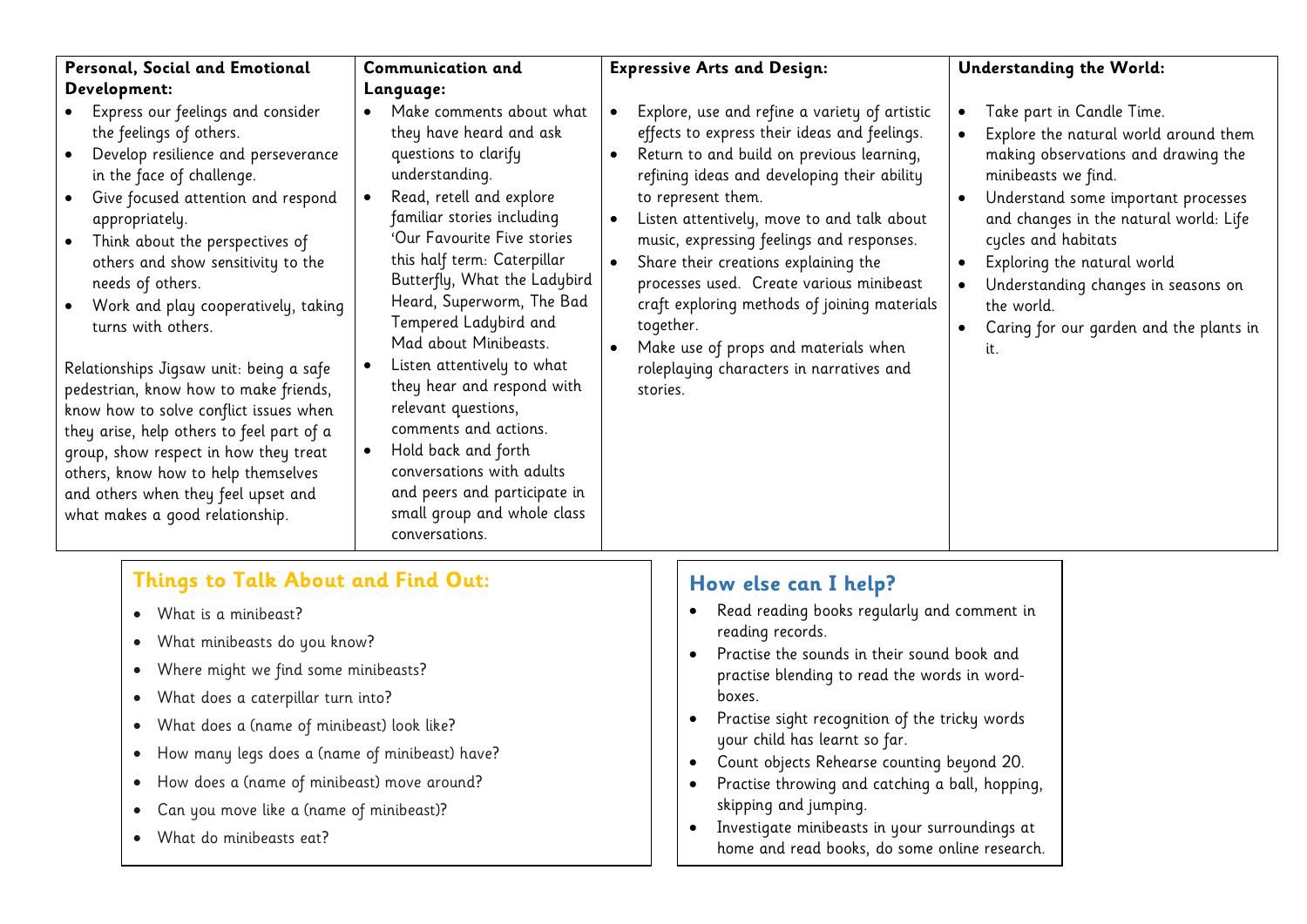| Personal, Social and Emotional Development: | Communication and Language: | Expressive Arts and Design: | Understanding the World: |
| --- | --- | --- | --- |
| • Express our feelings and consider the feelings of others.<br>• Develop resilience and perseverance in the face of challenge.<br>• Give focused attention and respond appropriately.<br>• Think about the perspectives of others and show sensitivity to the needs of others.<br>• Work and play cooperatively, taking turns with others.<br><br>Relationships Jigsaw unit: being a safe pedestrian, know how to make friends, know how to solve conflict issues when they arise, help others to feel part of a group, show respect in how they treat others, know how to help themselves and others when they feel upset and what makes a good relationship. | • Make comments about what they have heard and ask questions to clarify understanding.<br>• Read, retell and explore familiar stories including 'Our Favourite Five stories this half term: Caterpillar Butterfly, What the Ladybird Heard, Superworm, The Bad Tempered Ladybird and Mad about Minibeasts.<br>• Listen attentively to what they hear and respond with relevant questions, comments and actions.<br>• Hold back and forth conversations with adults and peers and participate in small group and whole class conversations. | • Explore, use and refine a variety of artistic effects to express their ideas and feelings.<br>• Return to and build on previous learning, refining ideas and developing their ability to represent them.<br>• Listen attentively, move to and talk about music, expressing feelings and responses.<br>• Share their creations explaining the processes used. Create various minibeast craft exploring methods of joining materials together.<br>• Make use of props and materials when roleplaying characters in narratives and stories. | • Take part in Candle Time.<br>• Explore the natural world around them making observations and drawing the minibeasts we find.<br>• Understand some important processes and changes in the natural world: Life cycles and habitats<br>• Exploring the natural world<br>• Understanding changes in seasons on the world.<br>• Caring for our garden and the plants in it. |

## Things to Talk About and Find Out:

- What is a minibeast?
- What minibeasts do you know?
- Where might we find some minibeasts?
- What does a caterpillar turn into?
- What does a (name of minibeast) look like?
- How many legs does a (name of minibeast) have?
- How does a (name of minibeast) move around?
- Can you move like a (name of minibeast)?
- What do minibeasts eat?

## How else can I help?

- Read reading books regularly and comment in reading records.
- Practise the sounds in their sound book and practise blending to read the words in word-boxes.
- Practise sight recognition of the tricky words your child has learnt so far.
- Count objects Rehearse counting beyond 20.
- Practise throwing and catching a ball, hopping, skipping and jumping.
- Investigate minibeasts in your surroundings at home and read books, do some online research.